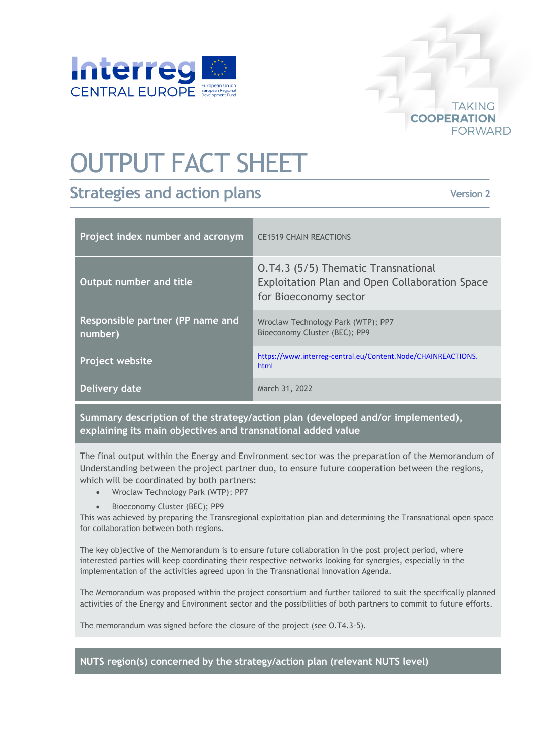# OUTPUT FACT SHEET

## Strategies and action plans

Version 2

| Project index number and acronym | CE1519 CHAIN REACTIONS |
|---|---|
| Output number and title | O.T4.3 (5/5) Thematic Transnational Exploitation Plan and Open Collaboration Space for Bioeconomy sector |
| Responsible partner (PP name and number) | Wroclaw Technology Park (WTP); PP7<br>Bioeconomy Cluster (BEC); PP9 |
| Project website | https://www.interreg-central.eu/Content.Node/CHAINREACTIONS.html |
| Delivery date | March 31, 2022 |

**Summary description of the strategy/action plan (developed and/or implemented), explaining its main objectives and transnational added value**

The final output within the Energy and Environment sector was the preparation of the Memorandum of Understanding between the project partner duo, to ensure future cooperation between the regions, which will be coordinated by both partners:

- Wroclaw Technology Park (WTP); PP7
- Bioeconomy Cluster (BEC); PP9

This was achieved by preparing the Transregional exploitation plan and determining the Transnational open space for collaboration between both regions.

The key objective of the Memorandum is to ensure future collaboration in the post project period, where interested parties will keep coordinating their respective networks looking for synergies, especially in the implementation of the activities agreed upon in the Transnational Innovation Agenda.

The Memorandum was proposed within the project consortium and further tailored to suit the specifically planned activities of the Energy and Environment sector and the possibilities of both partners to commit to future efforts.

The memorandum was signed before the closure of the project (see O.T4.3-5).

**NUTS region(s) concerned by the strategy/action plan (relevant NUTS level)**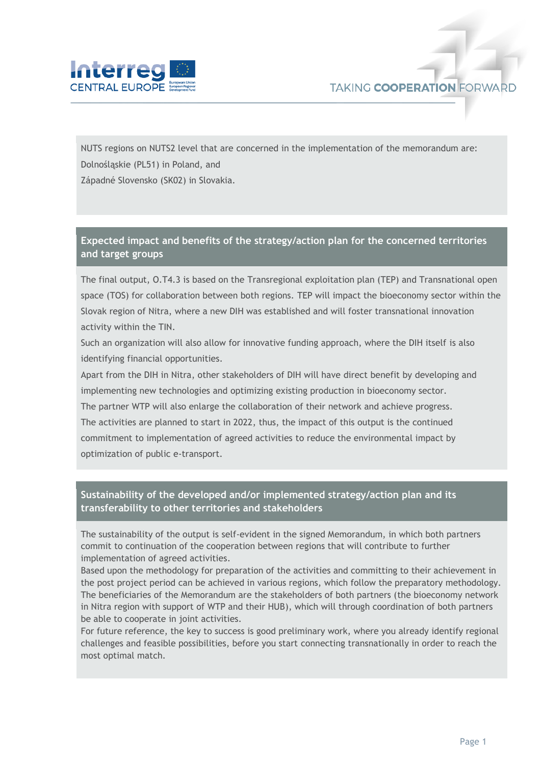NUTS regions on NUTS2 level that are concerned in the implementation of the memorandum are:
Dolnośląskie (PL51) in Poland, and
Západné Slovensko (SK02) in Slovakia.

## Expected impact and benefits of the strategy/action plan for the concerned territories and target groups

The final output, O.T4.3 is based on the Transregional exploitation plan (TEP) and Transnational open space (TOS) for collaboration between both regions. TEP will impact the bioeconomy sector within the Slovak region of Nitra, where a new DIH was established and will foster transnational innovation activity within the TIN.
Such an organization will also allow for innovative funding approach, where the DIH itself is also identifying financial opportunities.
Apart from the DIH in Nitra, other stakeholders of DIH will have direct benefit by developing and implementing new technologies and optimizing existing production in bioeconomy sector.
The partner WTP will also enlarge the collaboration of their network and achieve progress.
The activities are planned to start in 2022, thus, the impact of this output is the continued commitment to implementation of agreed activities to reduce the environmental impact by optimization of public e-transport.

## Sustainability of the developed and/or implemented strategy/action plan and its transferability to other territories and stakeholders

The sustainability of the output is self-evident in the signed Memorandum, in which both partners commit to continuation of the cooperation between regions that will contribute to further implementation of agreed activities.
Based upon the methodology for preparation of the activities and committing to their achievement in the post project period can be achieved in various regions, which follow the preparatory methodology.
The beneficiaries of the Memorandum are the stakeholders of both partners (the bioeconomy network in Nitra region with support of WTP and their HUB), which will through coordination of both partners be able to cooperate in joint activities.
For future reference, the key to success is good preliminary work, where you already identify regional challenges and feasible possibilities, before you start connecting transnationally in order to reach the most optimal match.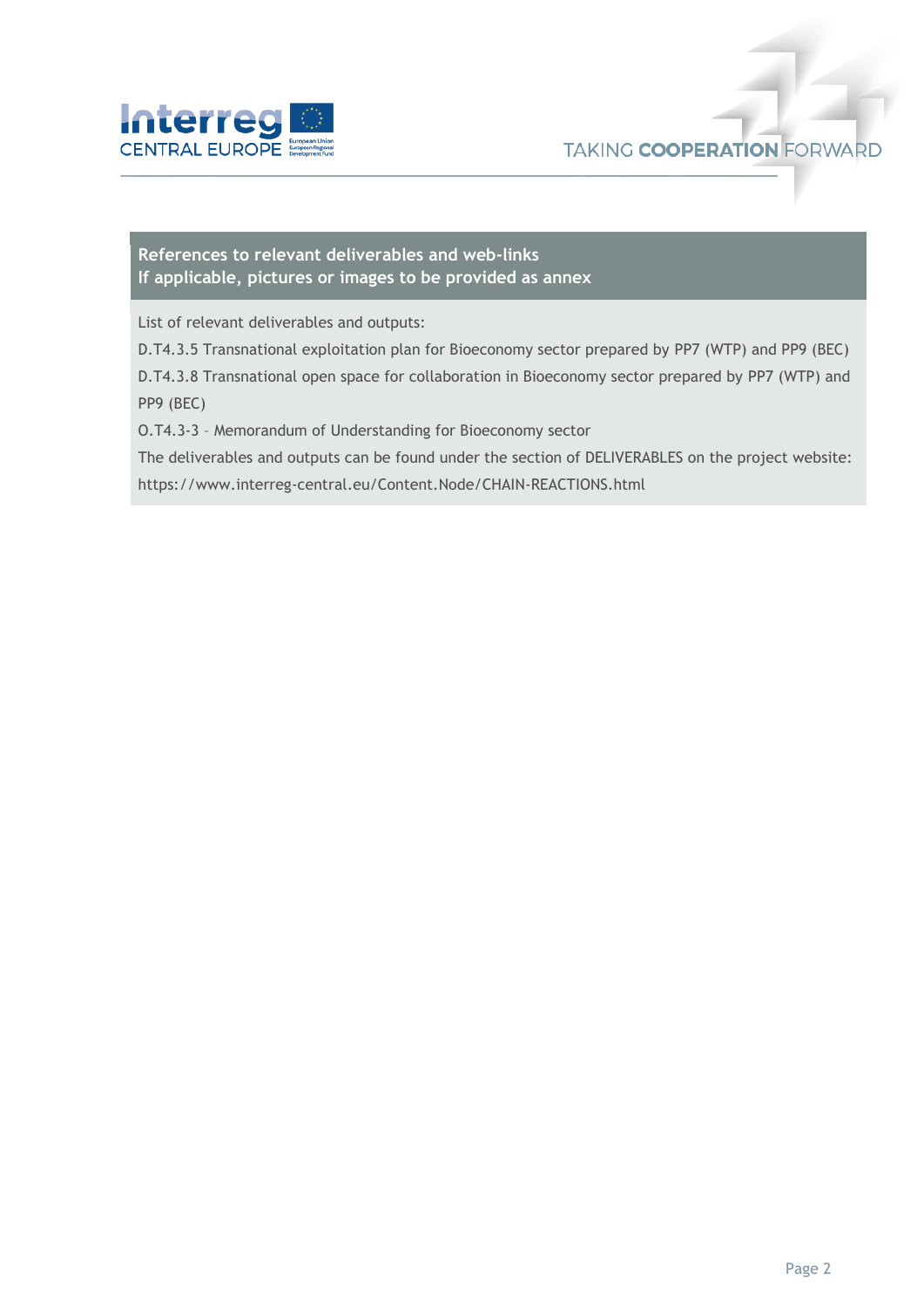| References to relevant deliverables and web-links<br>If applicable, pictures or images to be provided as annex |
| --- |
| List of relevant deliverables and outputs:<br>D.T4.3.5 Transnational exploitation plan for Bioeconomy sector prepared by PP7 (WTP) and PP9 (BEC)<br>D.T4.3.8 Transnational open space for collaboration in Bioeconomy sector prepared by PP7 (WTP) and PP9 (BEC)<br>O.T4.3-3 – Memorandum of Understanding for Bioeconomy sector<br>The deliverables and outputs can be found under the section of DELIVERABLES on the project website: https://www.interreg-central.eu/Content.Node/CHAIN-REACTIONS.html |